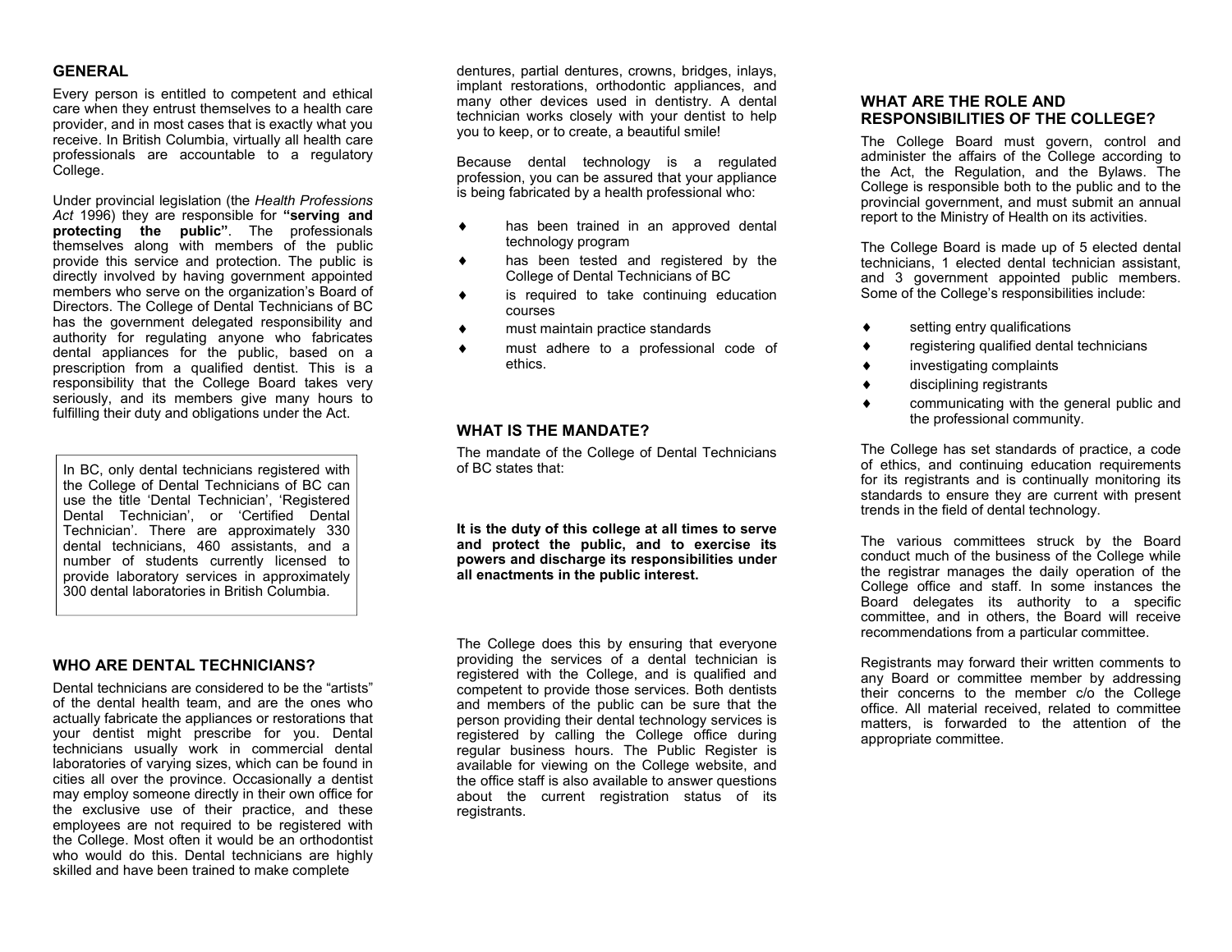## GENERAL

Every person is entitled to competent and ethical care when they entrust themselves to a health care provider, and in most cases that is exactly what you receive. In British Columbia, virtually all health care professionals are accountable to a regulatory College.

Under provincial legislation (the *Health Professions Act* 1996) they are responsible for **"serving and protecting the public"**. The professionals themselves along with members of the public provide this service and protection. The public is directly involved by having government appointed members who serve on the organization's Board of Directors. The College of Dental Technicians of BC has the government delegated responsibility and authority for regulating anyone who fabricates dental appliances for the public, based on a prescription from a qualified dentist. This is a responsibility that the College Board takes very seriously, and its members give many hours to fulfilling their duty and obligations under the Act.

In BC, only dental technicians registered with the College of Dental Technicians of BC can use the title 'Dental Technician', 'Registered Dental Technician', or 'Certified Dental Technician'. There are approximately 330 dental technicians, 460 assistants, and a number of students currently licensed to provide laboratory services in approximately 300 dental laboratories in British Columbia.

## WHO ARE DENTAL TECHNICIANS?

Dental technicians are considered to be the "artists" of the dental health team, and are the ones who actually fabricate the appliances or restorations that your dentist might prescribe for you. Dental technicians usually work in commercial dental laboratories of varying sizes, which can be found in cities all over the province. Occasionally a dentist may employ someone directly in their own office for the exclusive use of their practice, and these employees are not required to be registered with the College. Most often it would be an orthodontist who would do this. Dental technicians are highly skilled and have been trained to make complete dentures, partial dentures, crowns, bridges, inlays, implant restorations, orthodontic appliances, and many other devices used in dentistry. A dental technician works closely with your dentist to help you to keep, or to create, a beautiful smile!

Because dental technology is a regulated profession, you can be assured that your appliance is being fabricated by a health professional who:

- has been trained in an approved dental technology program
- has been tested and registered by the College of Dental Technicians of BC
- is required to take continuing education courses
- must maintain practice standards
- must adhere to a professional code of ethics.

## WHAT IS THE MANDATE?

The mandate of the College of Dental Technicians of BC states that:

**It is the duty of this college at all times to serve and protect the public, and to exercise its powers and discharge its responsibilities under all enactments in the public interest.**

The College does this by ensuring that everyone providing the services of a dental technician is registered with the College, and is qualified and competent to provide those services. Both dentists and members of the public can be sure that the person providing their dental technology services is registered by calling the College office during regular business hours. The Public Register is available for viewing on the College website, and the office staff is also available to answer questions about the current registration status of its registrants.

## WHAT ARE THE ROLE AND RESPONSIBILITIES OF THE COLLEGE?

The College Board must govern, control and administer the affairs of the College according to the Act, the Regulation, and the Bylaws. The College is responsible both to the public and to the provincial government, and must submit an annual report to the Ministry of Health on its activities.

The College Board is made up of 5 elected dental technicians, 1 elected dental technician assistant, and 3 government appointed public members. Some of the College's responsibilities include:

- setting entry qualifications
- registering qualified dental technicians
- investigating complaints
- disciplining registrants
- communicating with the general public and the professional community.

The College has set standards of practice, a code of ethics, and continuing education requirements for its registrants and is continually monitoring its standards to ensure they are current with present trends in the field of dental technology.

The various committees struck by the Board conduct much of the business of the College while the registrar manages the daily operation of the College office and staff. In some instances the Board delegates its authority to a specific committee, and in others, the Board will receive recommendations from a particular committee.

Registrants may forward their written comments to any Board or committee member by addressing their concerns to the member c/o the College office. All material received, related to committee matters, is forwarded to the attention of the appropriate committee.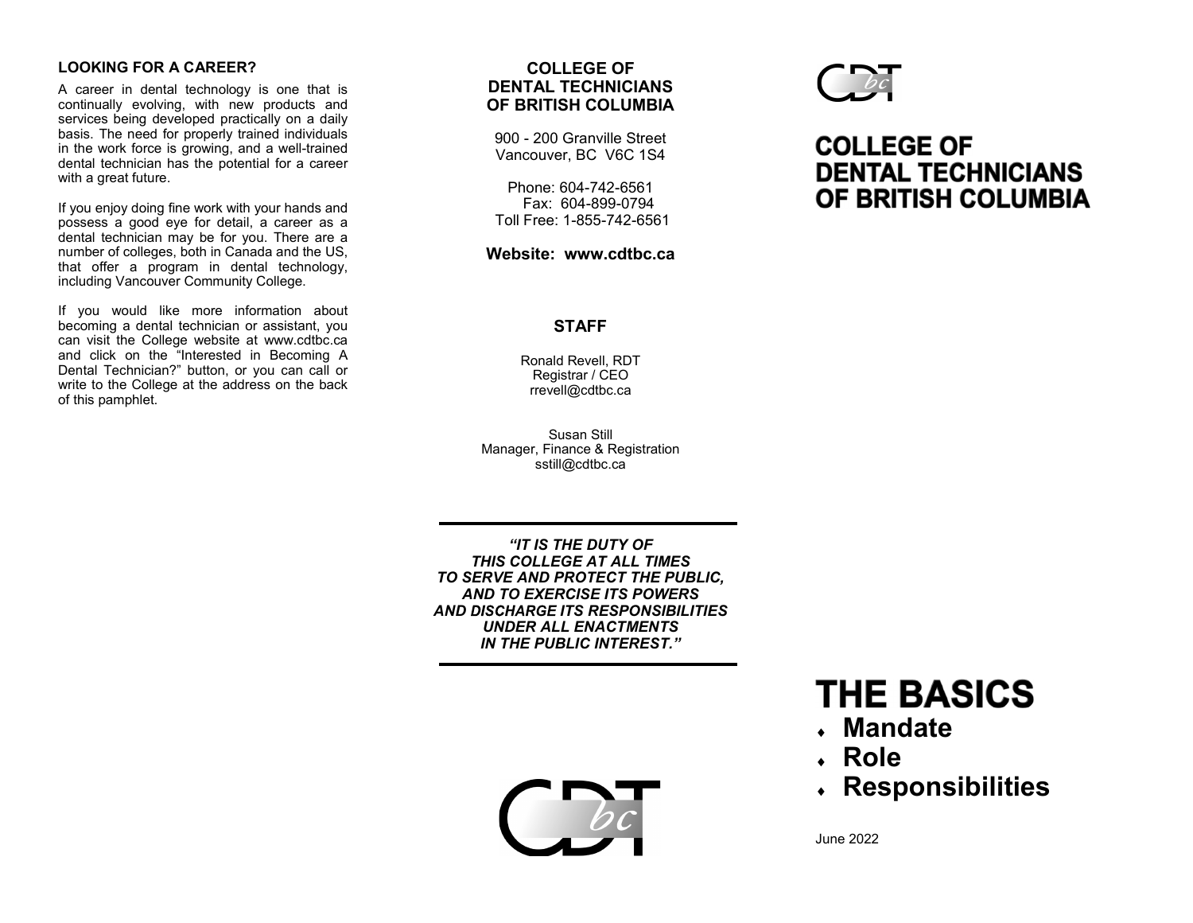**LOOKING FOR A CAREER?**

A career in dental technology is one that is continually evolving, with new products and services being developed practically on a daily basis. The need for properly trained individuals in the work force is growing, and a well-trained dental technician has the potential for a career with a great future.

If you enjoy doing fine work with your hands and possess a good eye for detail, a career as a dental technician may be for you. There are a number of colleges, both in Canada and the US, that offer a program in dental technology, including Vancouver Community College.

If you would like more information about becoming a dental technician or assistant, you can visit the College website at www.cdtbc.ca and click on the "Interested in Becoming A Dental Technician?" button, or you can call or write to the College at the address on the back of this pamphlet.

**COLLEGE OF DENTAL TECHNICIANS OF BRITISH COLUMBIA**

900 - 200 Granville Street
Vancouver, BC V6C 1S4

Phone: 604-742-6561
Fax: 604-899-0794
Toll Free: 1-855-742-6561

**Website: www.cdtbc.ca**

**STAFF**

Ronald Revell, RDT
Registrar / CEO
rrevell@cdtbc.ca

Susan Still
Manager, Finance & Registration
sstill@cdtbc.ca

---

***"IT IS THE DUTY OF THIS COLLEGE AT ALL TIMES TO SERVE AND PROTECT THE PUBLIC, AND TO EXERCISE ITS POWERS AND DISCHARGE ITS RESPONSIBILITIES UNDER ALL ENACTMENTS IN THE PUBLIC INTEREST."***

---

CDT bc

# COLLEGE OF DENTAL TECHNICIANS OF BRITISH COLUMBIA

# THE BASICS

- **Mandate**
- **Role**
- **Responsibilities**

June 2022